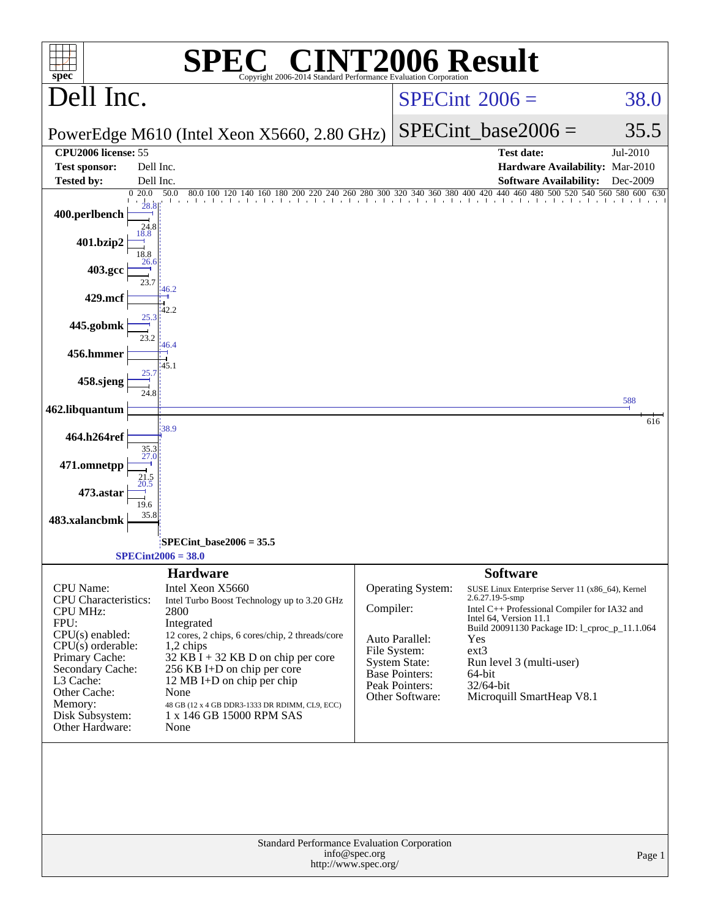# SPEC® CINT2006 Result

Copyright 2006-2014 Standard Performance Evaluation Corporation

## Dell Inc.

PowerEdge M610 (Intel Xeon X5660, 2.80 GHz)

SPECint_2006 = 38.0

SPECint_base2006 = 35.5

| | | | |
|---|---|---|---|
| **CPU2006 license:** 55 | | **Test date:** | Jul-2010 |
| **Test sponsor:** | Dell Inc. | **Hardware Availability:** | Mar-2010 |
| **Tested by:** | Dell Inc. | **Software Availability:** | Dec-2009 |

| Benchmark | Peak | Base |
|---|---|---|
| 400.perlbench | 28.8 | 24.8 |
| 401.bzip2 | 18.8 | 18.8 |
| 403.gcc | 26.6 | 23.7 |
| 429.mcf | 46.2 | 42.2 |
| 445.gobmk | 25.3 | 23.2 |
| 456.hmmer | 46.4 | 45.1 |
| 458.sjeng | 25.7 | 24.8 |
| 462.libquantum | 588 | 616 |
| 464.h264ref | 38.9 | 35.3 |
| 471.omnetpp | 27.0 | 21.5 |
| 473.astar | 20.5 | 19.6 |
| 483.xalancbmk | 35.8 | |

SPECint_base2006 = 35.5

SPECint2006 = 38.0

### Hardware

| | |
|---|---|
| CPU Name: | Intel Xeon X5660 |
| CPU Characteristics: | Intel Turbo Boost Technology up to 3.20 GHz |
| CPU MHz: | 2800 |
| FPU: | Integrated |
| CPU(s) enabled: | 12 cores, 2 chips, 6 cores/chip, 2 threads/core |
| CPU(s) orderable: | 1,2 chips |
| Primary Cache: | 32 KB I + 32 KB D on chip per core |
| Secondary Cache: | 256 KB I+D on chip per core |
| L3 Cache: | 12 MB I+D on chip per chip |
| Other Cache: | None |
| Memory: | 48 GB (12 x 4 GB DDR3-1333 DR RDIMM, CL9, ECC) |
| Disk Subsystem: | 1 x 146 GB 15000 RPM SAS |
| Other Hardware: | None |

### Software

| | |
|---|---|
| Operating System: | SUSE Linux Enterprise Server 11 (x86_64), Kernel 2.6.27.19-5-smp |
| Compiler: | Intel C++ Professional Compiler for IA32 and Intel 64, Version 11.1 Build 20091130 Package ID: l_cproc_p_11.1.064 |
| Auto Parallel: | Yes |
| File System: | ext3 |
| System State: | Run level 3 (multi-user) |
| Base Pointers: | 64-bit |
| Peak Pointers: | 32/64-bit |
| Other Software: | Microquill SmartHeap V8.1 |

Standard Performance Evaluation Corporation
info@spec.org
http://www.spec.org/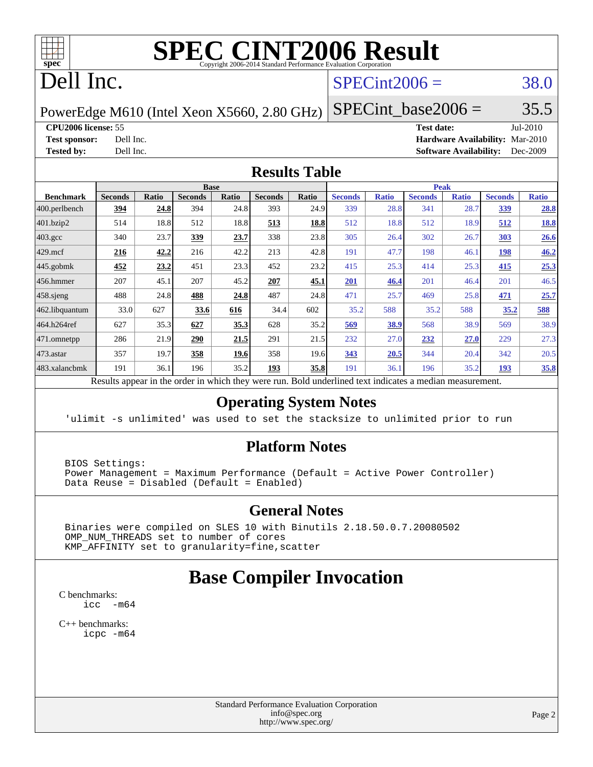# SPEC CINT2006 Result

Copyright 2006-2014 Standard Performance Evaluation Corporation

# Dell Inc.

PowerEdge M610 (Intel Xeon X5660, 2.80 GHz)

SPECint2006 = 38.0

SPECint_base2006 = 35.5

**CPU2006 license:** 55
**Test sponsor:** Dell Inc.
**Tested by:** Dell Inc.

**Test date:** Jul-2010
**Hardware Availability:** Mar-2010
**Software Availability:** Dec-2009

## Results Table

| Benchmark | Base | | | | | | Peak | | | | | |
|---|---|---|---|---|---|---|---|---|---|---|---|---|
| | Seconds | Ratio | Seconds | Ratio | Seconds | Ratio | Seconds | Ratio | Seconds | Ratio | Seconds | Ratio |
| 400.perlbench | **394** | **24.8** | 394 | 24.8 | 393 | 24.9 | 339 | 28.8 | 341 | 28.7 | **339** | **28.8** |
| 401.bzip2 | 514 | 18.8 | 512 | 18.8 | **513** | **18.8** | 512 | 18.8 | 512 | 18.9 | **512** | **18.8** |
| 403.gcc | 340 | 23.7 | **339** | **23.7** | 338 | 23.8 | 305 | 26.4 | 302 | 26.7 | **303** | **26.6** |
| 429.mcf | **216** | **42.2** | 216 | 42.2 | 213 | 42.8 | 191 | 47.7 | 198 | 46.1 | **198** | **46.2** |
| 445.gobmk | **452** | **23.2** | 451 | 23.3 | 452 | 23.2 | 415 | 25.3 | 414 | 25.3 | **415** | **25.3** |
| 456.hmmer | 207 | 45.1 | 207 | 45.2 | **207** | **45.1** | **201** | **46.4** | 201 | 46.4 | 201 | 46.5 |
| 458.sjeng | 488 | 24.8 | **488** | **24.8** | 487 | 24.8 | 471 | 25.7 | 469 | 25.8 | **471** | **25.7** |
| 462.libquantum | 33.0 | 627 | **33.6** | **616** | 34.4 | 602 | 35.2 | 588 | 35.2 | 588 | **35.2** | **588** |
| 464.h264ref | 627 | 35.3 | **627** | **35.3** | 628 | 35.2 | **569** | **38.9** | 568 | 38.9 | 569 | 38.9 |
| 471.omnetpp | 286 | 21.9 | **290** | **21.5** | 291 | 21.5 | 232 | 27.0 | **232** | **27.0** | 229 | 27.3 |
| 473.astar | 357 | 19.7 | **358** | **19.6** | 358 | 19.6 | **343** | **20.5** | 344 | 20.4 | 342 | 20.5 |
| 483.xalancbmk | 191 | 36.1 | 196 | 35.2 | **193** | **35.8** | 191 | 36.1 | 196 | 35.2 | **193** | **35.8** |

Results appear in the order in which they were run. Bold underlined text indicates a median measurement.

## Operating System Notes

```
'ulimit -s unlimited' was used to set the stacksize to unlimited prior to run
```

## Platform Notes

```
BIOS Settings:
Power Management = Maximum Performance (Default = Active Power Controller)
Data Reuse = Disabled (Default = Enabled)
```

## General Notes

```
Binaries were compiled on SLES 10 with Binutils 2.18.50.0.7.20080502
OMP_NUM_THREADS set to number of cores
KMP_AFFINITY set to granularity=fine,scatter
```

# Base Compiler Invocation

C benchmarks:
```
icc  -m64
```

C++ benchmarks:
```
icpc -m64
```

Standard Performance Evaluation Corporation
info@spec.org
http://www.spec.org/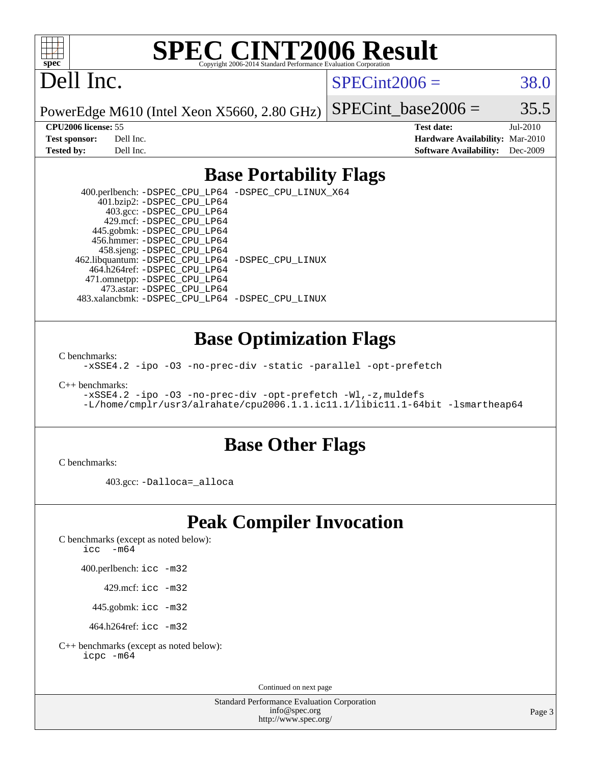# SPEC CINT2006 Result

Copyright 2006-2014 Standard Performance Evaluation Corporation

Dell Inc.

PowerEdge M610 (Intel Xeon X5660, 2.80 GHz)

SPECint2006 = 38.0

SPECint_base2006 = 35.5

| | | | |
|---|---|---|---|
| **CPU2006 license:** 55 | | **Test date:** | Jul-2010 |
| **Test sponsor:** | Dell Inc. | **Hardware Availability:** | Mar-2010 |
| **Tested by:** | Dell Inc. | **Software Availability:** | Dec-2009 |

## Base Portability Flags

400.perlbench: -DSPEC_CPU_LP64 -DSPEC_CPU_LINUX_X64
401.bzip2: -DSPEC_CPU_LP64
403.gcc: -DSPEC_CPU_LP64
429.mcf: -DSPEC_CPU_LP64
445.gobmk: -DSPEC_CPU_LP64
456.hmmer: -DSPEC_CPU_LP64
458.sjeng: -DSPEC_CPU_LP64
462.libquantum: -DSPEC_CPU_LP64 -DSPEC_CPU_LINUX
464.h264ref: -DSPEC_CPU_LP64
471.omnetpp: -DSPEC_CPU_LP64
473.astar: -DSPEC_CPU_LP64
483.xalancbmk: -DSPEC_CPU_LP64 -DSPEC_CPU_LINUX

## Base Optimization Flags

C benchmarks:
-xSSE4.2 -ipo -O3 -no-prec-div -static -parallel -opt-prefetch

C++ benchmarks:
-xSSE4.2 -ipo -O3 -no-prec-div -opt-prefetch -Wl,-z,muldefs
-L/home/cmplr/usr3/alrahate/cpu2006.1.1.ic11.1/libic11.1-64bit -lsmartheap64

## Base Other Flags

C benchmarks:

403.gcc: -Dalloca=_alloca

## Peak Compiler Invocation

C benchmarks (except as noted below):
icc -m64

400.perlbench: icc -m32

429.mcf: icc -m32

445.gobmk: icc -m32

464.h264ref: icc -m32

C++ benchmarks (except as noted below):
icpc -m64

Continued on next page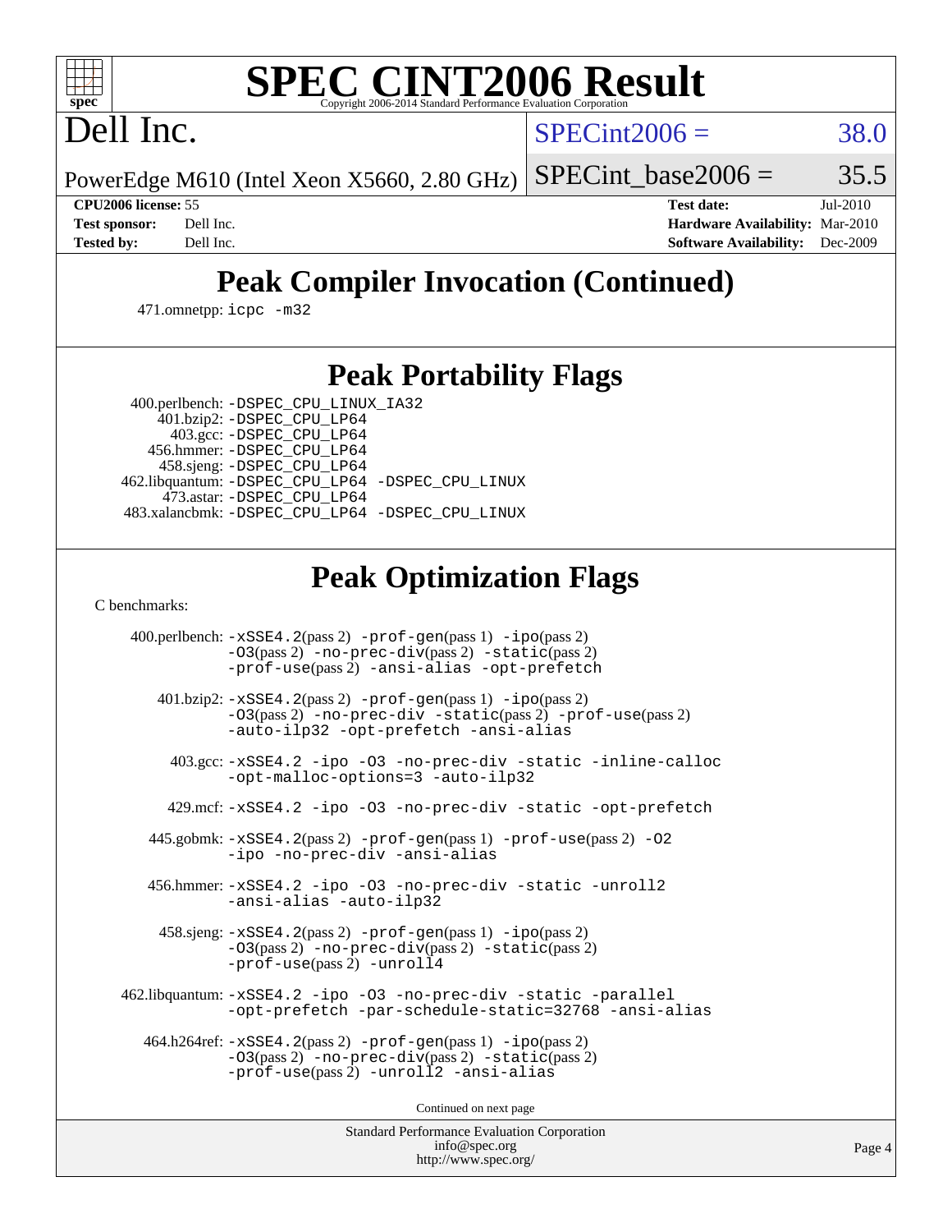# SPEC CINT2006 Result

Copyright 2006-2014 Standard Performance Evaluation Corporation

## Dell Inc.

PowerEdge M610 (Intel Xeon X5660, 2.80 GHz)

SPECint2006 = 38.0

SPECint_base2006 = 35.5

| | | | |
|---|---|---|---|
| **CPU2006 license:** | 55 | **Test date:** | Jul-2010 |
| **Test sponsor:** | Dell Inc. | **Hardware Availability:** | Mar-2010 |
| **Tested by:** | Dell Inc. | **Software Availability:** | Dec-2009 |

## Peak Compiler Invocation (Continued)

471.omnetpp: `icpc -m32`

## Peak Portability Flags

400.perlbench: `-DSPEC_CPU_LINUX_IA32`
401.bzip2: `-DSPEC_CPU_LP64`
403.gcc: `-DSPEC_CPU_LP64`
456.hmmer: `-DSPEC_CPU_LP64`
458.sjeng: `-DSPEC_CPU_LP64`
462.libquantum: `-DSPEC_CPU_LP64 -DSPEC_CPU_LINUX`
473.astar: `-DSPEC_CPU_LP64`
483.xalancbmk: `-DSPEC_CPU_LP64 -DSPEC_CPU_LINUX`

## Peak Optimization Flags

C benchmarks:

400.perlbench: `-xSSE4.2`(pass 2) `-prof-gen`(pass 1) `-ipo`(pass 2) `-O3`(pass 2) `-no-prec-div`(pass 2) `-static`(pass 2) `-prof-use`(pass 2) `-ansi-alias -opt-prefetch`

401.bzip2: `-xSSE4.2`(pass 2) `-prof-gen`(pass 1) `-ipo`(pass 2) `-O3`(pass 2) `-no-prec-div -static`(pass 2) `-prof-use`(pass 2) `-auto-ilp32 -opt-prefetch -ansi-alias`

403.gcc: `-xSSE4.2 -ipo -O3 -no-prec-div -static -inline-calloc -opt-malloc-options=3 -auto-ilp32`

429.mcf: `-xSSE4.2 -ipo -O3 -no-prec-div -static -opt-prefetch`

445.gobmk: `-xSSE4.2`(pass 2) `-prof-gen`(pass 1) `-prof-use`(pass 2) `-O2 -ipo -no-prec-div -ansi-alias`

456.hmmer: `-xSSE4.2 -ipo -O3 -no-prec-div -static -unroll2 -ansi-alias -auto-ilp32`

458.sjeng: `-xSSE4.2`(pass 2) `-prof-gen`(pass 1) `-ipo`(pass 2) `-O3`(pass 2) `-no-prec-div`(pass 2) `-static`(pass 2) `-prof-use`(pass 2) `-unroll4`

462.libquantum: `-xSSE4.2 -ipo -O3 -no-prec-div -static -parallel -opt-prefetch -par-schedule-static=32768 -ansi-alias`

464.h264ref: `-xSSE4.2`(pass 2) `-prof-gen`(pass 1) `-ipo`(pass 2) `-O3`(pass 2) `-no-prec-div`(pass 2) `-static`(pass 2) `-prof-use`(pass 2) `-unroll2 -ansi-alias`

Continued on next page

Standard Performance Evaluation Corporation
info@spec.org
http://www.spec.org/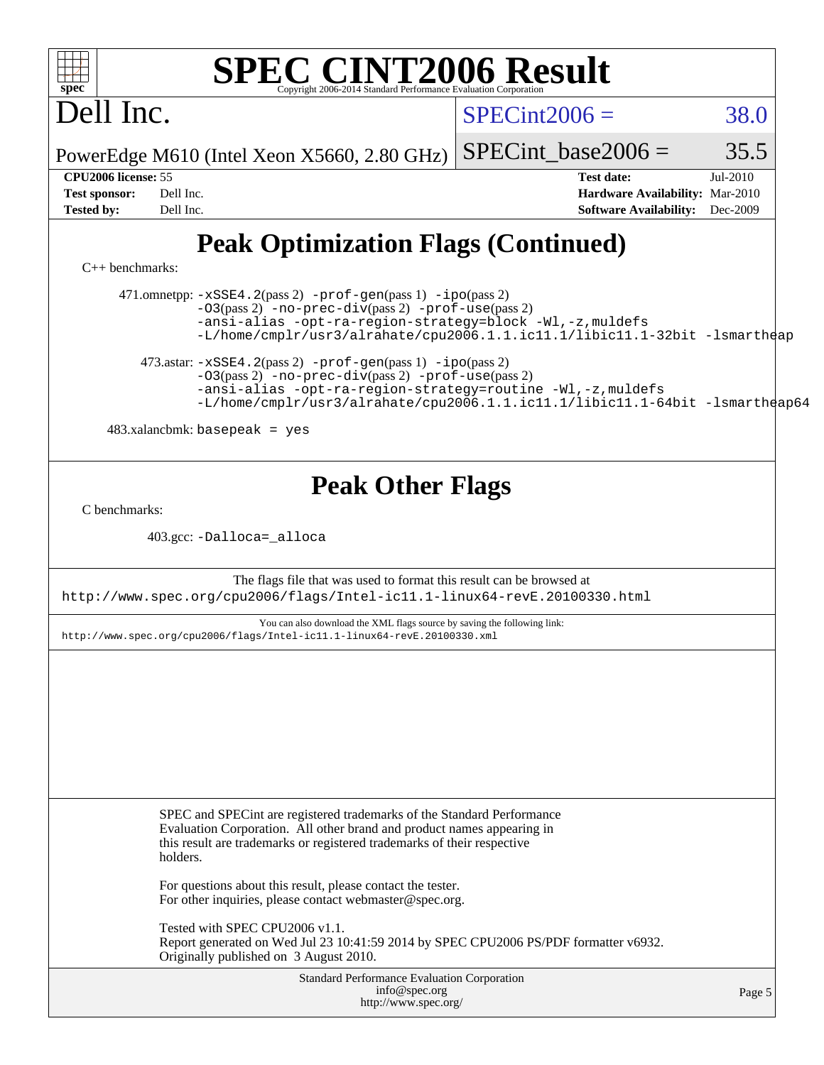# SPEC CINT2006 Result

Copyright 2006-2014 Standard Performance Evaluation Corporation

Dell Inc.

PowerEdge M610 (Intel Xeon X5660, 2.80 GHz)

SPECint2006 = 38.0

SPECint_base2006 = 35.5

**CPU2006 license:** 55
**Test sponsor:** Dell Inc.
**Tested by:** Dell Inc.

**Test date:** Jul-2010
**Hardware Availability:** Mar-2010
**Software Availability:** Dec-2009

## Peak Optimization Flags (Continued)

C++ benchmarks:

471.omnetpp: -xSSE4.2(pass 2) -prof-gen(pass 1) -ipo(pass 2) -O3(pass 2) -no-prec-div(pass 2) -prof-use(pass 2) -ansi-alias -opt-ra-region-strategy=block -Wl,-z,muldefs -L/home/cmplr/usr3/alrahate/cpu2006.1.1.ic11.1/libic11.1-32bit -lsmartheap

473.astar: -xSSE4.2(pass 2) -prof-gen(pass 1) -ipo(pass 2) -O3(pass 2) -no-prec-div(pass 2) -prof-use(pass 2) -ansi-alias -opt-ra-region-strategy=routine -Wl,-z,muldefs -L/home/cmplr/usr3/alrahate/cpu2006.1.1.ic11.1/libic11.1-64bit -lsmartheap64

483.xalancbmk: basepeak = yes

## Peak Other Flags

C benchmarks:

403.gcc: -Dalloca=_alloca

The flags file that was used to format this result can be browsed at
http://www.spec.org/cpu2006/flags/Intel-ic11.1-linux64-revE.20100330.html

You can also download the XML flags source by saving the following link:
http://www.spec.org/cpu2006/flags/Intel-ic11.1-linux64-revE.20100330.xml

SPEC and SPECint are registered trademarks of the Standard Performance Evaluation Corporation. All other brand and product names appearing in this result are trademarks or registered trademarks of their respective holders.

For questions about this result, please contact the tester.
For other inquiries, please contact webmaster@spec.org.

Tested with SPEC CPU2006 v1.1.
Report generated on Wed Jul 23 10:41:59 2014 by SPEC CPU2006 PS/PDF formatter v6932.
Originally published on 3 August 2010.

Standard Performance Evaluation Corporation
info@spec.org
http://www.spec.org/